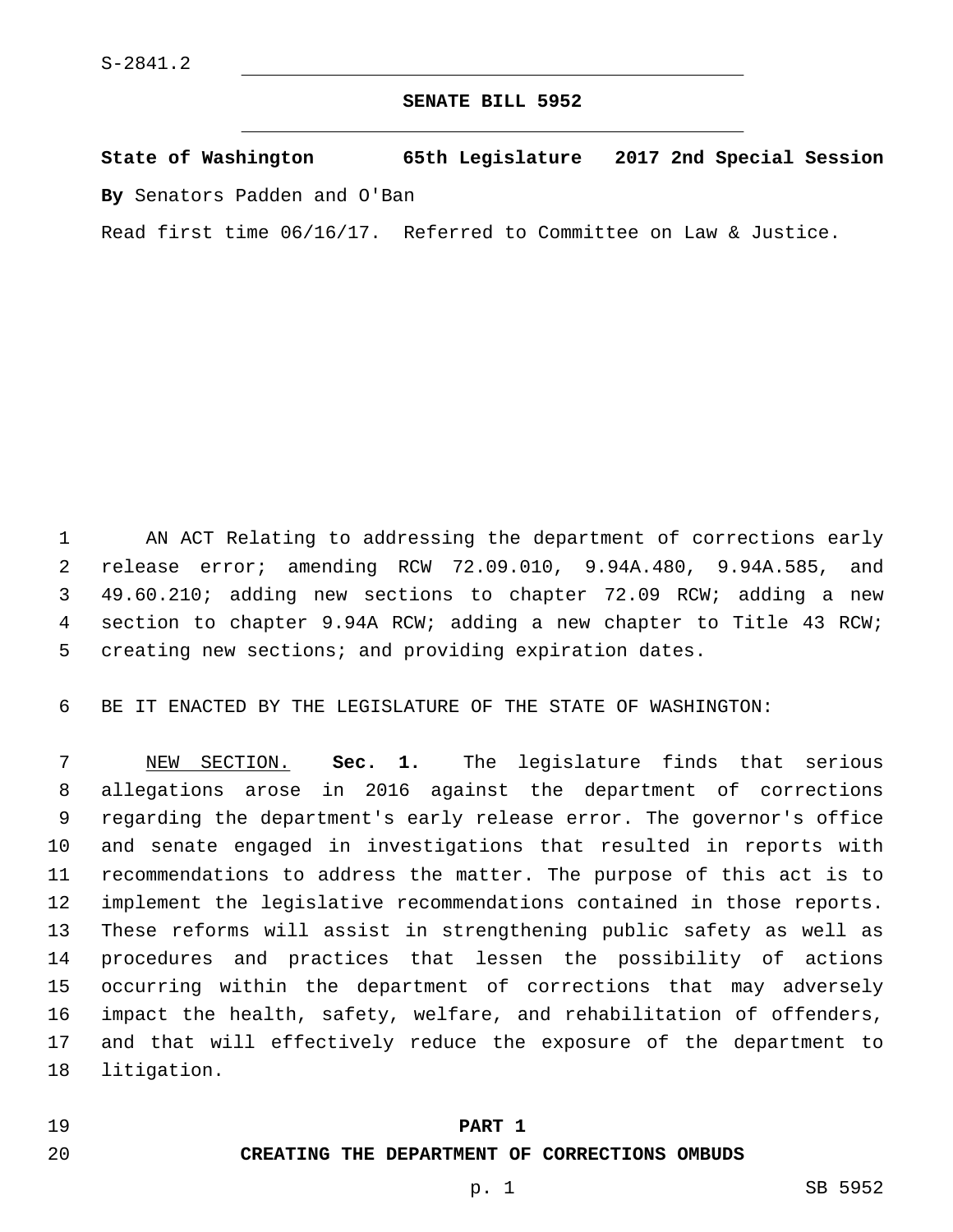S-2841.2

# SENATE BILL 5952

**State of Washington 65th Legislature 2017 2nd Special Session**

**By** Senators Padden and O'Ban

Read first time 06/16/17. Referred to Committee on Law & Justice.

AN ACT Relating to addressing the department of corrections early release error; amending RCW 72.09.010, 9.94A.480, 9.94A.585, and 49.60.210; adding new sections to chapter 72.09 RCW; adding a new section to chapter 9.94A RCW; adding a new chapter to Title 43 RCW; creating new sections; and providing expiration dates.

BE IT ENACTED BY THE LEGISLATURE OF THE STATE OF WASHINGTON:

NEW SECTION. **Sec. 1.** The legislature finds that serious allegations arose in 2016 against the department of corrections regarding the department's early release error. The governor's office and senate engaged in investigations that resulted in reports with recommendations to address the matter. The purpose of this act is to implement the legislative recommendations contained in those reports. These reforms will assist in strengthening public safety as well as procedures and practices that lessen the possibility of actions occurring within the department of corrections that may adversely impact the health, safety, welfare, and rehabilitation of offenders, and that will effectively reduce the exposure of the department to litigation.

## PART 1
## CREATING THE DEPARTMENT OF CORRECTIONS OMBUDS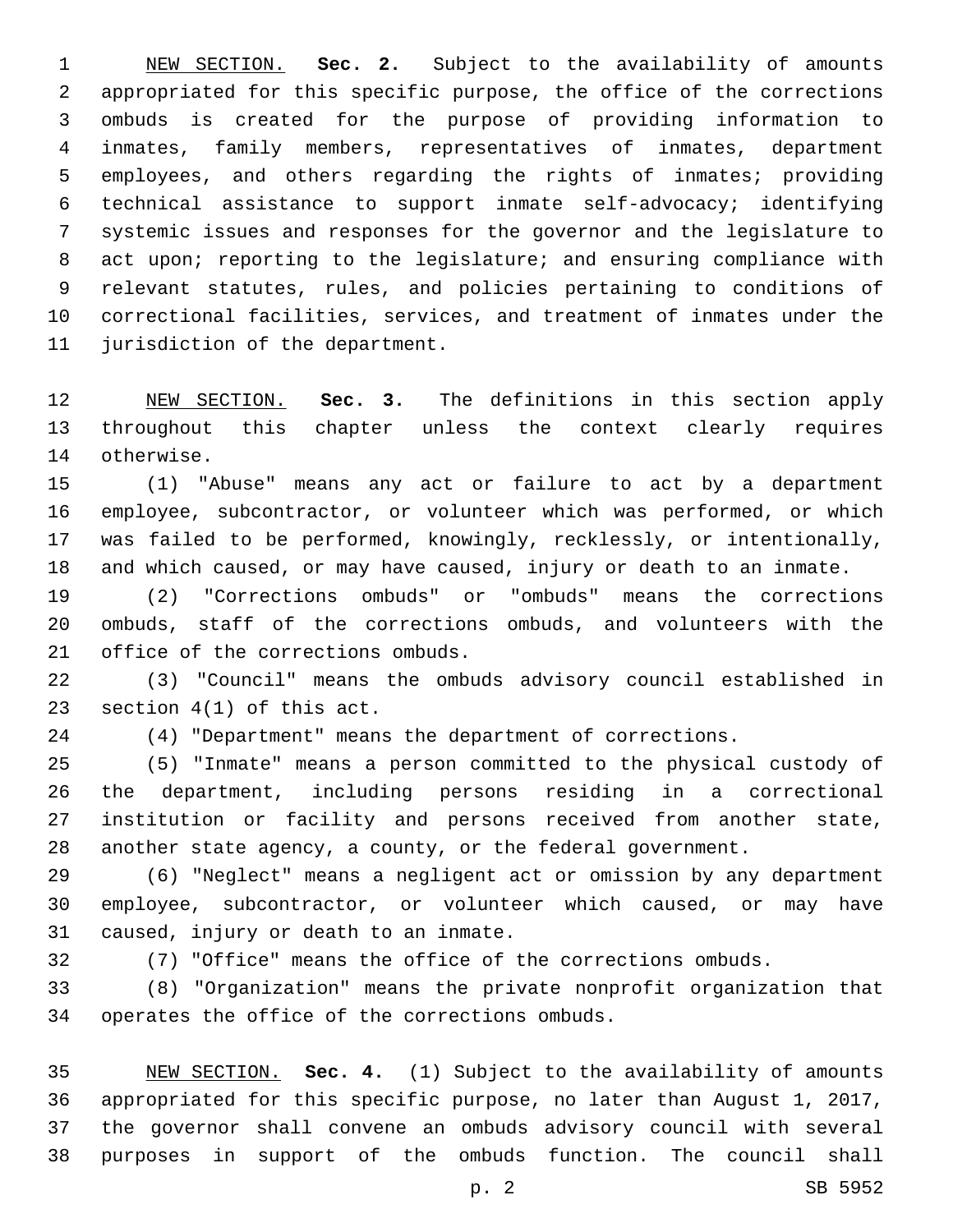NEW SECTION. **Sec. 2.** Subject to the availability of amounts appropriated for this specific purpose, the office of the corrections ombuds is created for the purpose of providing information to inmates, family members, representatives of inmates, department employees, and others regarding the rights of inmates; providing technical assistance to support inmate self-advocacy; identifying systemic issues and responses for the governor and the legislature to act upon; reporting to the legislature; and ensuring compliance with relevant statutes, rules, and policies pertaining to conditions of correctional facilities, services, and treatment of inmates under the jurisdiction of the department.

NEW SECTION. **Sec. 3.** The definitions in this section apply throughout this chapter unless the context clearly requires otherwise.

(1) "Abuse" means any act or failure to act by a department employee, subcontractor, or volunteer which was performed, or which was failed to be performed, knowingly, recklessly, or intentionally, and which caused, or may have caused, injury or death to an inmate.

(2) "Corrections ombuds" or "ombuds" means the corrections ombuds, staff of the corrections ombuds, and volunteers with the office of the corrections ombuds.

(3) "Council" means the ombuds advisory council established in section 4(1) of this act.

(4) "Department" means the department of corrections.

(5) "Inmate" means a person committed to the physical custody of the department, including persons residing in a correctional institution or facility and persons received from another state, another state agency, a county, or the federal government.

(6) "Neglect" means a negligent act or omission by any department employee, subcontractor, or volunteer which caused, or may have caused, injury or death to an inmate.

(7) "Office" means the office of the corrections ombuds.

(8) "Organization" means the private nonprofit organization that operates the office of the corrections ombuds.

NEW SECTION. **Sec. 4.** (1) Subject to the availability of amounts appropriated for this specific purpose, no later than August 1, 2017, the governor shall convene an ombuds advisory council with several purposes in support of the ombuds function. The council shall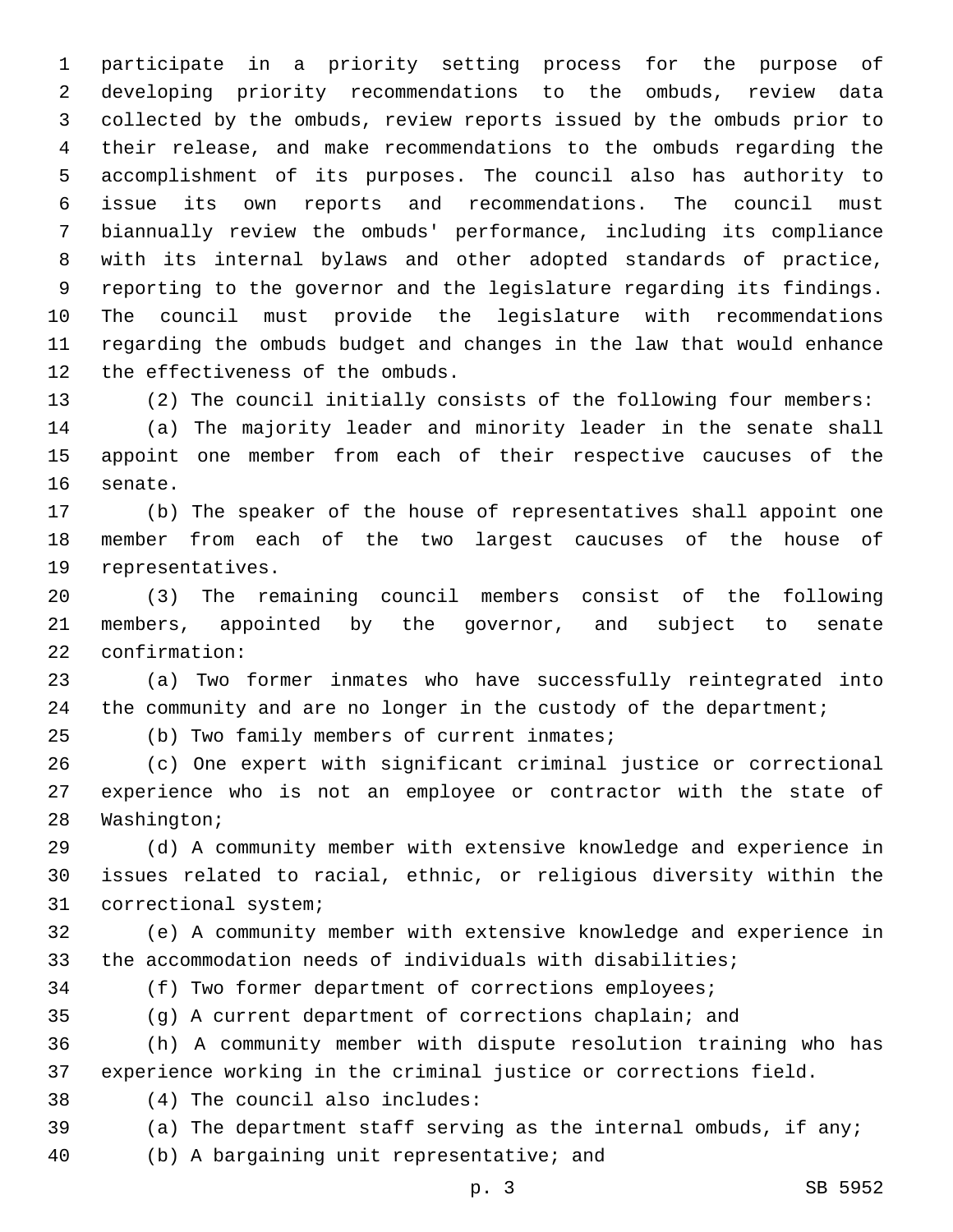participate in a priority setting process for the purpose of developing priority recommendations to the ombuds, review data collected by the ombuds, review reports issued by the ombuds prior to their release, and make recommendations to the ombuds regarding the accomplishment of its purposes. The council also has authority to issue its own reports and recommendations. The council must biannually review the ombuds' performance, including its compliance with its internal bylaws and other adopted standards of practice, reporting to the governor and the legislature regarding its findings. The council must provide the legislature with recommendations regarding the ombuds budget and changes in the law that would enhance the effectiveness of the ombuds.

(2) The council initially consists of the following four members:

(a) The majority leader and minority leader in the senate shall appoint one member from each of their respective caucuses of the senate.

(b) The speaker of the house of representatives shall appoint one member from each of the two largest caucuses of the house of representatives.

(3) The remaining council members consist of the following members, appointed by the governor, and subject to senate confirmation:

(a) Two former inmates who have successfully reintegrated into the community and are no longer in the custody of the department;

(b) Two family members of current inmates;

(c) One expert with significant criminal justice or correctional experience who is not an employee or contractor with the state of Washington;

(d) A community member with extensive knowledge and experience in issues related to racial, ethnic, or religious diversity within the correctional system;

(e) A community member with extensive knowledge and experience in the accommodation needs of individuals with disabilities;

(f) Two former department of corrections employees;

(g) A current department of corrections chaplain; and

(h) A community member with dispute resolution training who has experience working in the criminal justice or corrections field.

(4) The council also includes:

(a) The department staff serving as the internal ombuds, if any;

(b) A bargaining unit representative; and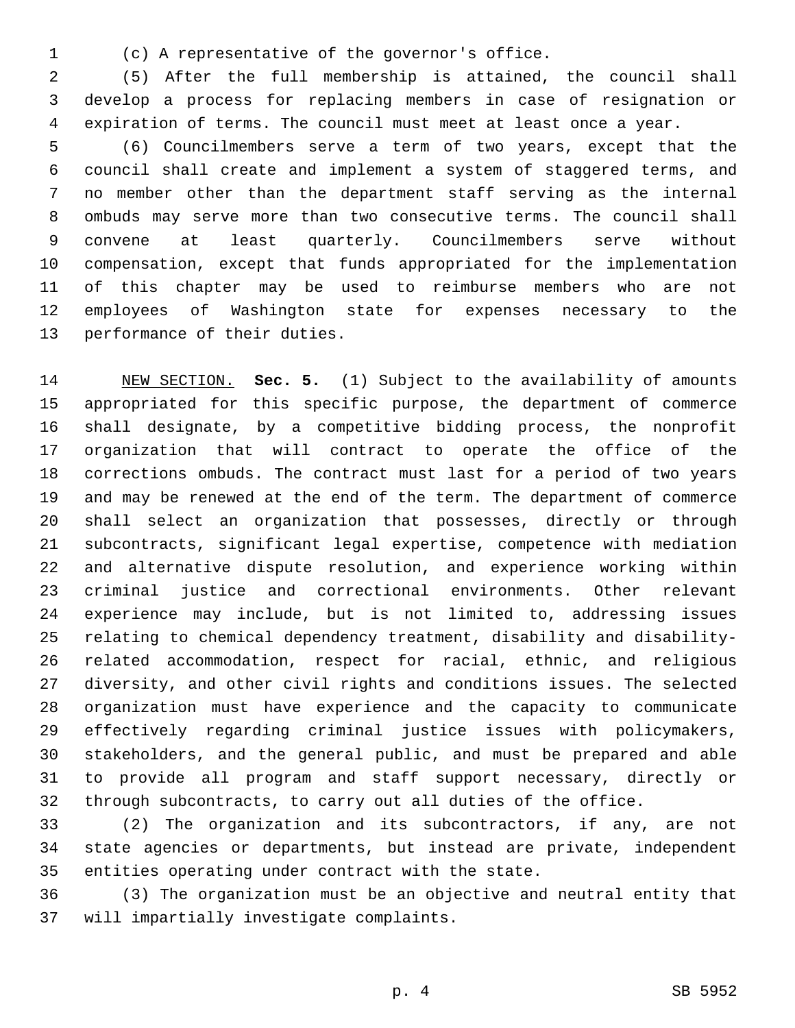(c) A representative of the governor's office.

(5) After the full membership is attained, the council shall develop a process for replacing members in case of resignation or expiration of terms. The council must meet at least once a year.

(6) Councilmembers serve a term of two years, except that the council shall create and implement a system of staggered terms, and no member other than the department staff serving as the internal ombuds may serve more than two consecutive terms. The council shall convene at least quarterly. Councilmembers serve without compensation, except that funds appropriated for the implementation of this chapter may be used to reimburse members who are not employees of Washington state for expenses necessary to the performance of their duties.

NEW SECTION. **Sec. 5.** (1) Subject to the availability of amounts appropriated for this specific purpose, the department of commerce shall designate, by a competitive bidding process, the nonprofit organization that will contract to operate the office of the corrections ombuds. The contract must last for a period of two years and may be renewed at the end of the term. The department of commerce shall select an organization that possesses, directly or through subcontracts, significant legal expertise, competence with mediation and alternative dispute resolution, and experience working within criminal justice and correctional environments. Other relevant experience may include, but is not limited to, addressing issues relating to chemical dependency treatment, disability and disability-related accommodation, respect for racial, ethnic, and religious diversity, and other civil rights and conditions issues. The selected organization must have experience and the capacity to communicate effectively regarding criminal justice issues with policymakers, stakeholders, and the general public, and must be prepared and able to provide all program and staff support necessary, directly or through subcontracts, to carry out all duties of the office.

(2) The organization and its subcontractors, if any, are not state agencies or departments, but instead are private, independent entities operating under contract with the state.

(3) The organization must be an objective and neutral entity that will impartially investigate complaints.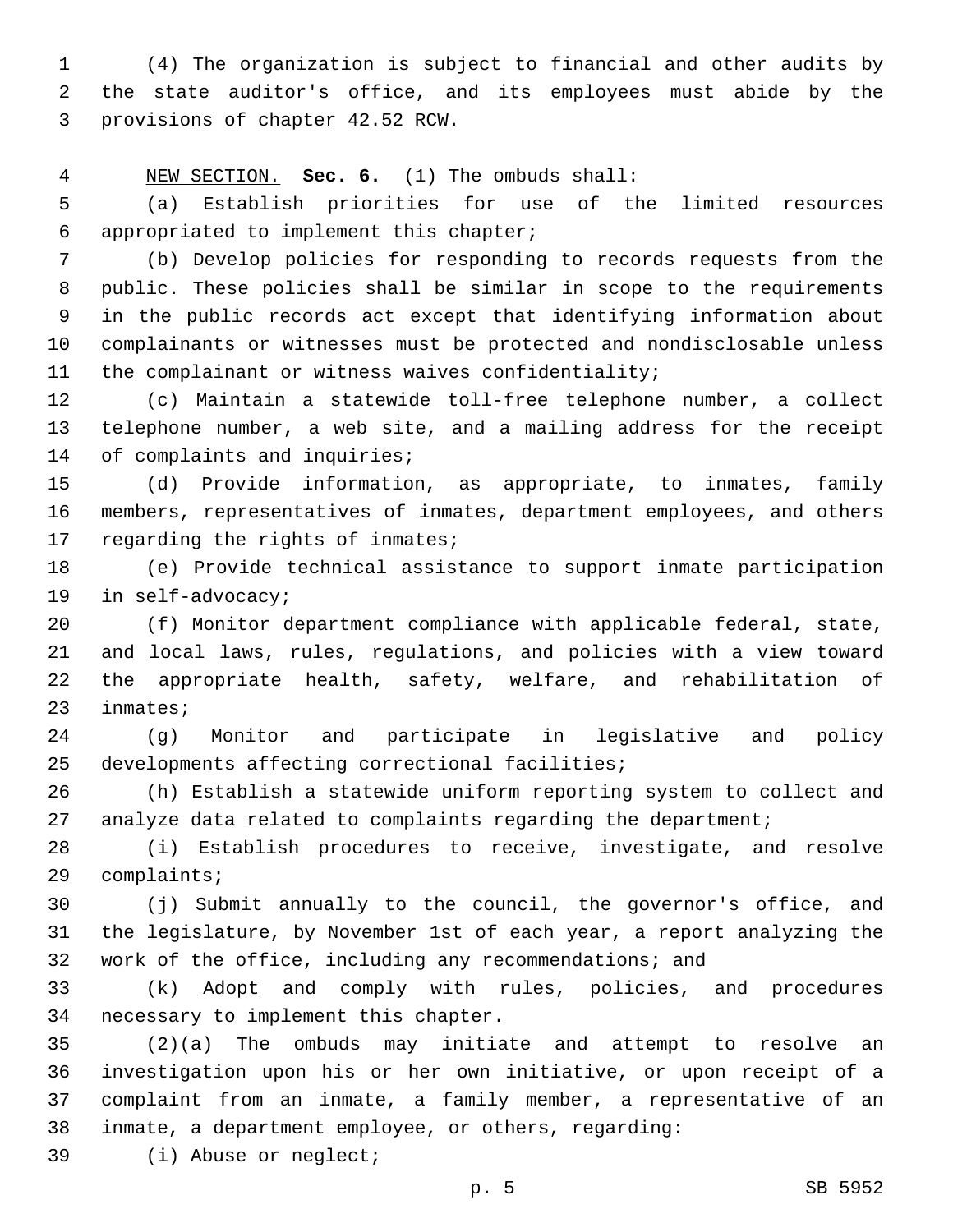(4) The organization is subject to financial and other audits by the state auditor's office, and its employees must abide by the provisions of chapter 42.52 RCW.

NEW SECTION. **Sec. 6.** (1) The ombuds shall:

(a) Establish priorities for use of the limited resources appropriated to implement this chapter;

(b) Develop policies for responding to records requests from the public. These policies shall be similar in scope to the requirements in the public records act except that identifying information about complainants or witnesses must be protected and nondisclosable unless the complainant or witness waives confidentiality;

(c) Maintain a statewide toll-free telephone number, a collect telephone number, a web site, and a mailing address for the receipt of complaints and inquiries;

(d) Provide information, as appropriate, to inmates, family members, representatives of inmates, department employees, and others regarding the rights of inmates;

(e) Provide technical assistance to support inmate participation in self-advocacy;

(f) Monitor department compliance with applicable federal, state, and local laws, rules, regulations, and policies with a view toward the appropriate health, safety, welfare, and rehabilitation of inmates;

(g) Monitor and participate in legislative and policy developments affecting correctional facilities;

(h) Establish a statewide uniform reporting system to collect and analyze data related to complaints regarding the department;

(i) Establish procedures to receive, investigate, and resolve complaints;

(j) Submit annually to the council, the governor's office, and the legislature, by November 1st of each year, a report analyzing the work of the office, including any recommendations; and

(k) Adopt and comply with rules, policies, and procedures necessary to implement this chapter.

(2)(a) The ombuds may initiate and attempt to resolve an investigation upon his or her own initiative, or upon receipt of a complaint from an inmate, a family member, a representative of an inmate, a department employee, or others, regarding:

(i) Abuse or neglect;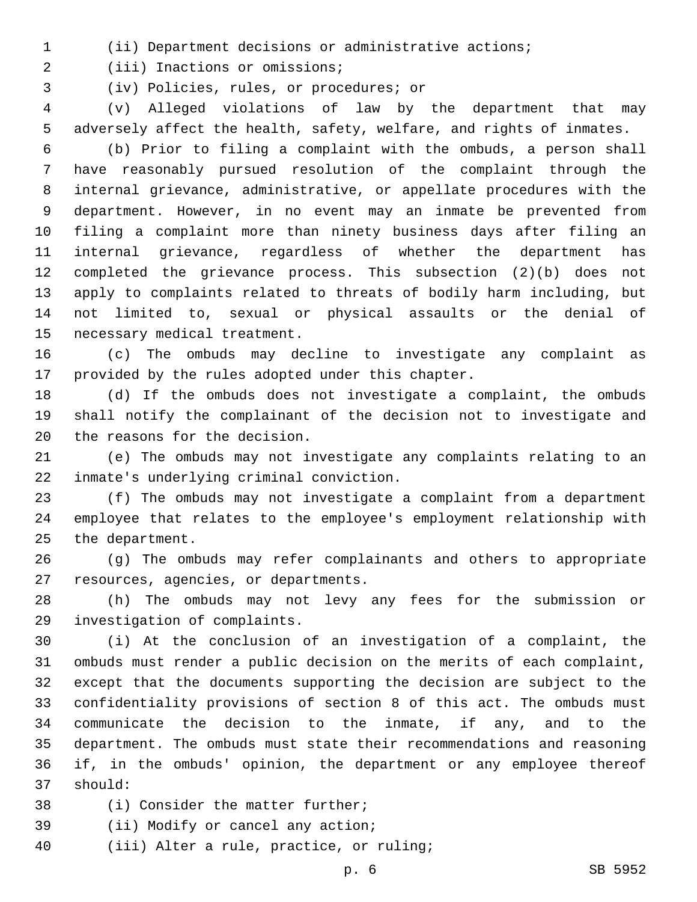(ii) Department decisions or administrative actions;

(iii) Inactions or omissions;

(iv) Policies, rules, or procedures; or

(v) Alleged violations of law by the department that may adversely affect the health, safety, welfare, and rights of inmates.

(b) Prior to filing a complaint with the ombuds, a person shall have reasonably pursued resolution of the complaint through the internal grievance, administrative, or appellate procedures with the department. However, in no event may an inmate be prevented from filing a complaint more than ninety business days after filing an internal grievance, regardless of whether the department has completed the grievance process. This subsection (2)(b) does not apply to complaints related to threats of bodily harm including, but not limited to, sexual or physical assaults or the denial of necessary medical treatment.

(c) The ombuds may decline to investigate any complaint as provided by the rules adopted under this chapter.

(d) If the ombuds does not investigate a complaint, the ombuds shall notify the complainant of the decision not to investigate and the reasons for the decision.

(e) The ombuds may not investigate any complaints relating to an inmate's underlying criminal conviction.

(f) The ombuds may not investigate a complaint from a department employee that relates to the employee's employment relationship with the department.

(g) The ombuds may refer complainants and others to appropriate resources, agencies, or departments.

(h) The ombuds may not levy any fees for the submission or investigation of complaints.

(i) At the conclusion of an investigation of a complaint, the ombuds must render a public decision on the merits of each complaint, except that the documents supporting the decision are subject to the confidentiality provisions of section 8 of this act. The ombuds must communicate the decision to the inmate, if any, and to the department. The ombuds must state their recommendations and reasoning if, in the ombuds' opinion, the department or any employee thereof should:

(i) Consider the matter further;

(ii) Modify or cancel any action;

(iii) Alter a rule, practice, or ruling;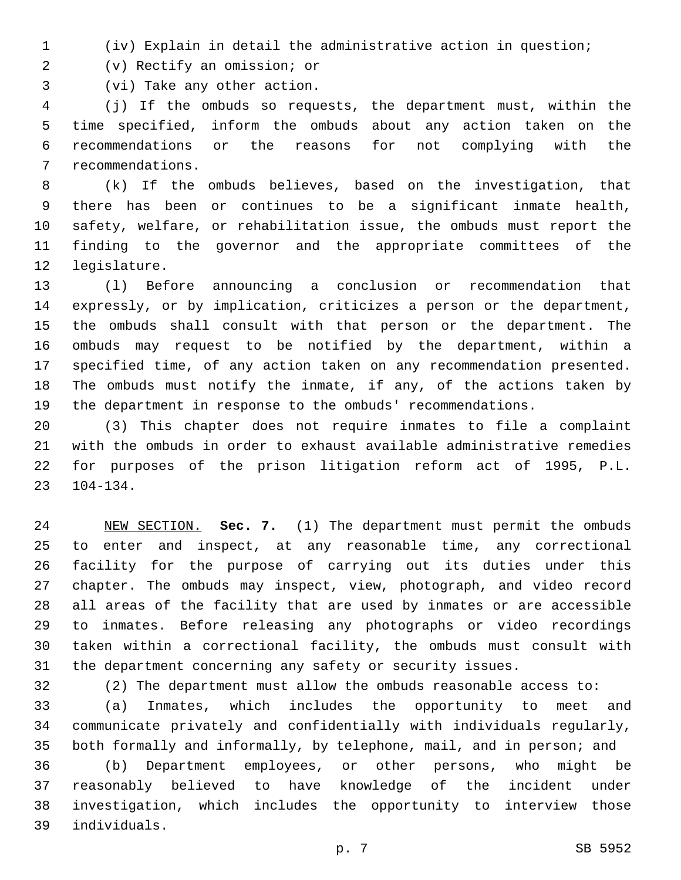(iv) Explain in detail the administrative action in question;

(v) Rectify an omission; or

(vi) Take any other action.

(j) If the ombuds so requests, the department must, within the time specified, inform the ombuds about any action taken on the recommendations or the reasons for not complying with the recommendations.

(k) If the ombuds believes, based on the investigation, that there has been or continues to be a significant inmate health, safety, welfare, or rehabilitation issue, the ombuds must report the finding to the governor and the appropriate committees of the legislature.

(l) Before announcing a conclusion or recommendation that expressly, or by implication, criticizes a person or the department, the ombuds shall consult with that person or the department. The ombuds may request to be notified by the department, within a specified time, of any action taken on any recommendation presented. The ombuds must notify the inmate, if any, of the actions taken by the department in response to the ombuds' recommendations.

(3) This chapter does not require inmates to file a complaint with the ombuds in order to exhaust available administrative remedies for purposes of the prison litigation reform act of 1995, P.L. 104-134.

NEW SECTION. **Sec. 7.** (1) The department must permit the ombuds to enter and inspect, at any reasonable time, any correctional facility for the purpose of carrying out its duties under this chapter. The ombuds may inspect, view, photograph, and video record all areas of the facility that are used by inmates or are accessible to inmates. Before releasing any photographs or video recordings taken within a correctional facility, the ombuds must consult with the department concerning any safety or security issues.

(2) The department must allow the ombuds reasonable access to:

(a) Inmates, which includes the opportunity to meet and communicate privately and confidentially with individuals regularly, both formally and informally, by telephone, mail, and in person; and

(b) Department employees, or other persons, who might be reasonably believed to have knowledge of the incident under investigation, which includes the opportunity to interview those individuals.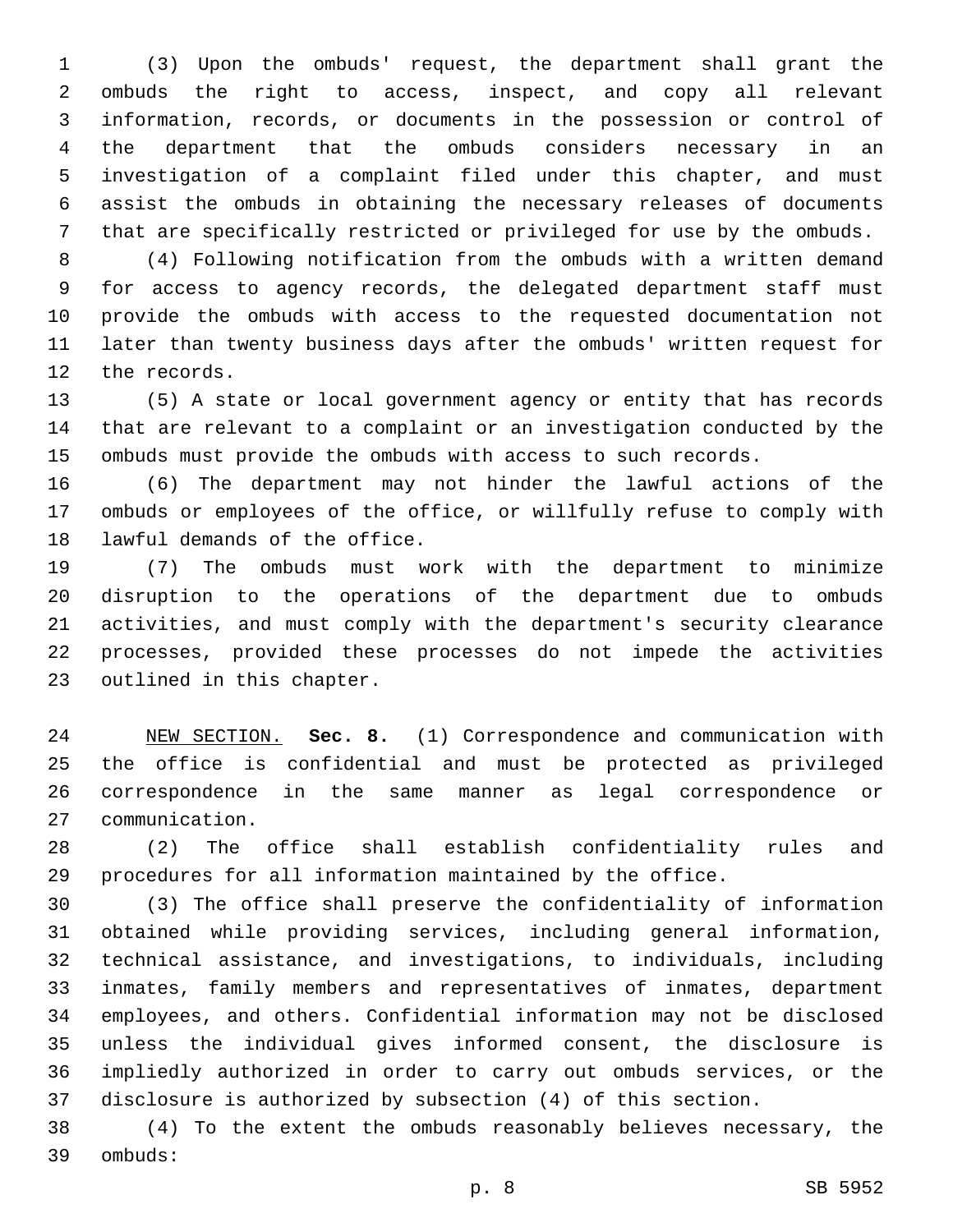(3) Upon the ombuds' request, the department shall grant the ombuds the right to access, inspect, and copy all relevant information, records, or documents in the possession or control of the department that the ombuds considers necessary in an investigation of a complaint filed under this chapter, and must assist the ombuds in obtaining the necessary releases of documents that are specifically restricted or privileged for use by the ombuds.

(4) Following notification from the ombuds with a written demand for access to agency records, the delegated department staff must provide the ombuds with access to the requested documentation not later than twenty business days after the ombuds' written request for the records.

(5) A state or local government agency or entity that has records that are relevant to a complaint or an investigation conducted by the ombuds must provide the ombuds with access to such records.

(6) The department may not hinder the lawful actions of the ombuds or employees of the office, or willfully refuse to comply with lawful demands of the office.

(7) The ombuds must work with the department to minimize disruption to the operations of the department due to ombuds activities, and must comply with the department's security clearance processes, provided these processes do not impede the activities outlined in this chapter.

NEW SECTION. **Sec. 8.** (1) Correspondence and communication with the office is confidential and must be protected as privileged correspondence in the same manner as legal correspondence or communication.

(2) The office shall establish confidentiality rules and procedures for all information maintained by the office.

(3) The office shall preserve the confidentiality of information obtained while providing services, including general information, technical assistance, and investigations, to individuals, including inmates, family members and representatives of inmates, department employees, and others. Confidential information may not be disclosed unless the individual gives informed consent, the disclosure is impliedly authorized in order to carry out ombuds services, or the disclosure is authorized by subsection (4) of this section.

(4) To the extent the ombuds reasonably believes necessary, the ombuds: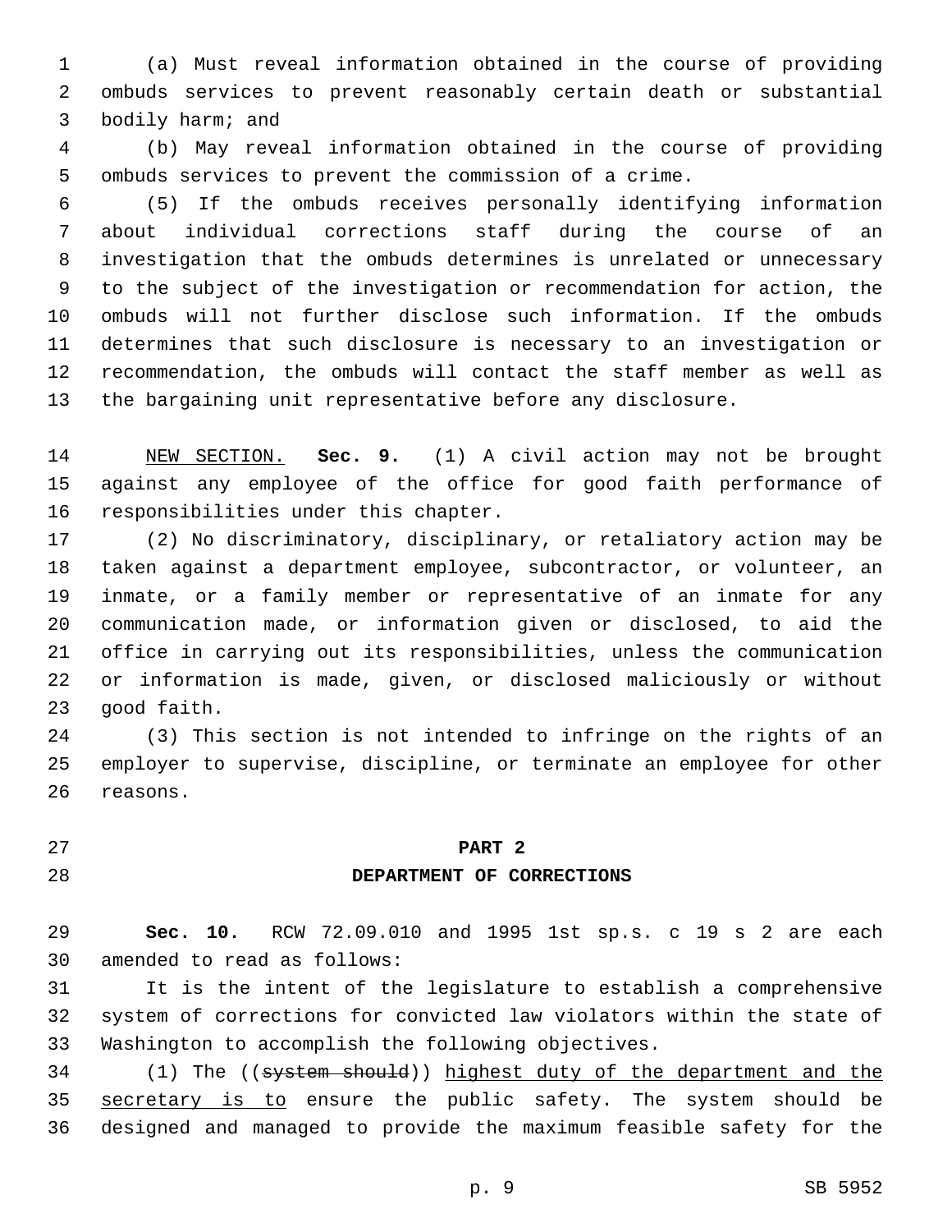(a) Must reveal information obtained in the course of providing ombuds services to prevent reasonably certain death or substantial bodily harm; and

(b) May reveal information obtained in the course of providing ombuds services to prevent the commission of a crime.

(5) If the ombuds receives personally identifying information about individual corrections staff during the course of an investigation that the ombuds determines is unrelated or unnecessary to the subject of the investigation or recommendation for action, the ombuds will not further disclose such information. If the ombuds determines that such disclosure is necessary to an investigation or recommendation, the ombuds will contact the staff member as well as the bargaining unit representative before any disclosure.

NEW SECTION. **Sec. 9.** (1) A civil action may not be brought against any employee of the office for good faith performance of responsibilities under this chapter.

(2) No discriminatory, disciplinary, or retaliatory action may be taken against a department employee, subcontractor, or volunteer, an inmate, or a family member or representative of an inmate for any communication made, or information given or disclosed, to aid the office in carrying out its responsibilities, unless the communication or information is made, given, or disclosed maliciously or without good faith.

(3) This section is not intended to infringe on the rights of an employer to supervise, discipline, or terminate an employee for other reasons.

## PART 2
## DEPARTMENT OF CORRECTIONS

**Sec. 10.** RCW 72.09.010 and 1995 1st sp.s. c 19 s 2 are each amended to read as follows:

It is the intent of the legislature to establish a comprehensive system of corrections for convicted law violators within the state of Washington to accomplish the following objectives.

(1) The ((~~system should~~)) highest duty of the department and the secretary is to ensure the public safety. The system should be designed and managed to provide the maximum feasible safety for the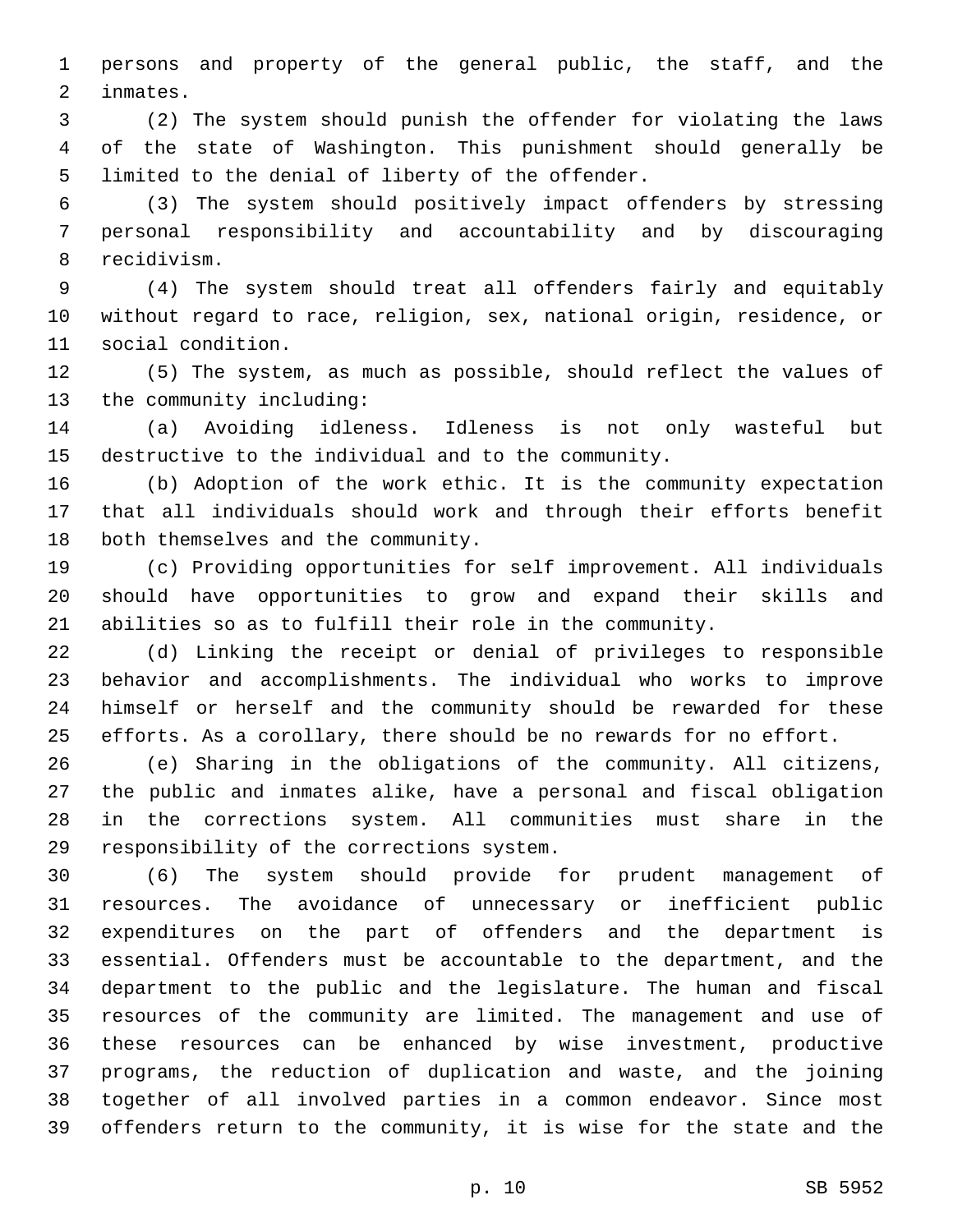persons and property of the general public, the staff, and the inmates.

(2) The system should punish the offender for violating the laws of the state of Washington. This punishment should generally be limited to the denial of liberty of the offender.

(3) The system should positively impact offenders by stressing personal responsibility and accountability and by discouraging recidivism.

(4) The system should treat all offenders fairly and equitably without regard to race, religion, sex, national origin, residence, or social condition.

(5) The system, as much as possible, should reflect the values of the community including:

(a) Avoiding idleness. Idleness is not only wasteful but destructive to the individual and to the community.

(b) Adoption of the work ethic. It is the community expectation that all individuals should work and through their efforts benefit both themselves and the community.

(c) Providing opportunities for self improvement. All individuals should have opportunities to grow and expand their skills and abilities so as to fulfill their role in the community.

(d) Linking the receipt or denial of privileges to responsible behavior and accomplishments. The individual who works to improve himself or herself and the community should be rewarded for these efforts. As a corollary, there should be no rewards for no effort.

(e) Sharing in the obligations of the community. All citizens, the public and inmates alike, have a personal and fiscal obligation in the corrections system. All communities must share in the responsibility of the corrections system.

(6) The system should provide for prudent management of resources. The avoidance of unnecessary or inefficient public expenditures on the part of offenders and the department is essential. Offenders must be accountable to the department, and the department to the public and the legislature. The human and fiscal resources of the community are limited. The management and use of these resources can be enhanced by wise investment, productive programs, the reduction of duplication and waste, and the joining together of all involved parties in a common endeavor. Since most offenders return to the community, it is wise for the state and the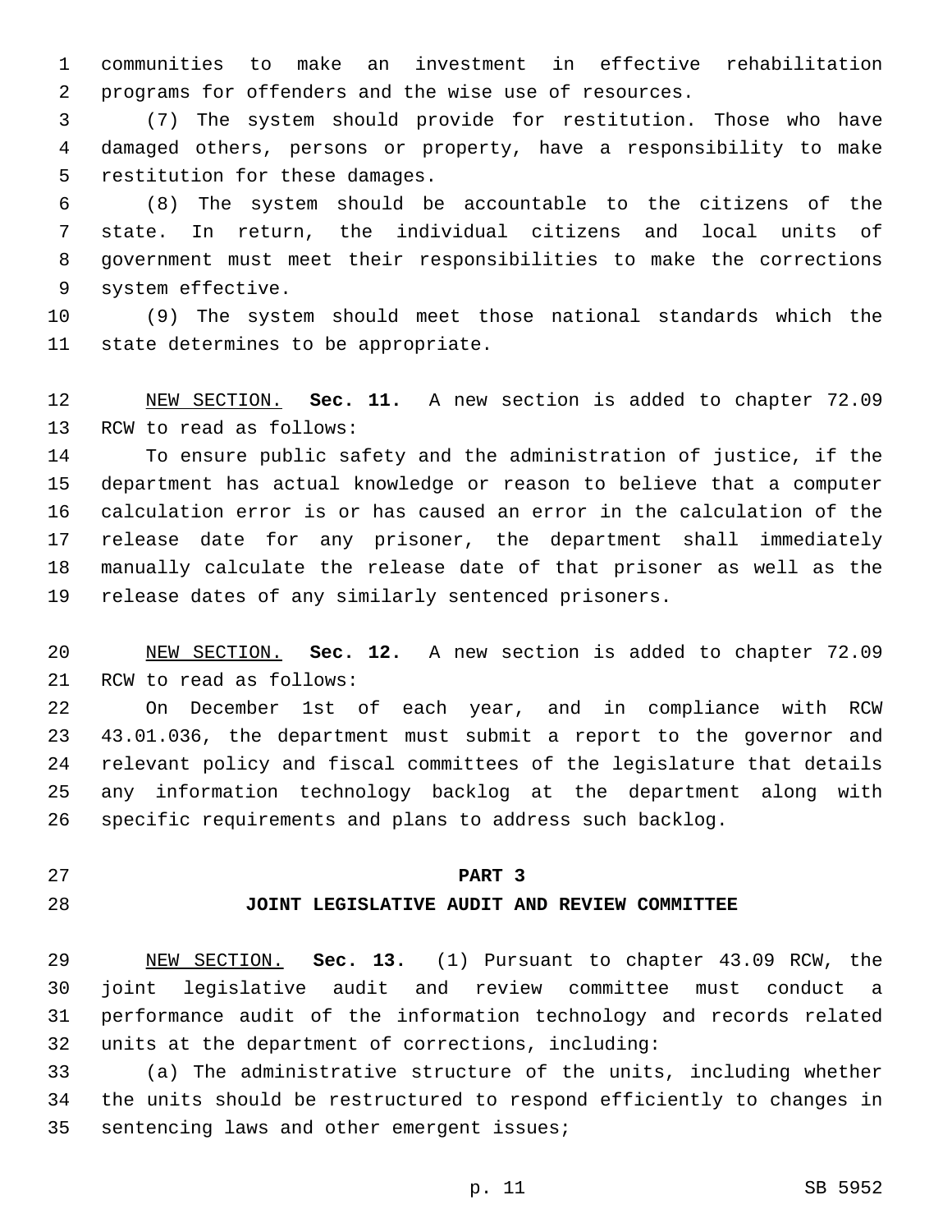communities to make an investment in effective rehabilitation programs for offenders and the wise use of resources.

(7) The system should provide for restitution. Those who have damaged others, persons or property, have a responsibility to make restitution for these damages.

(8) The system should be accountable to the citizens of the state. In return, the individual citizens and local units of government must meet their responsibilities to make the corrections system effective.

(9) The system should meet those national standards which the state determines to be appropriate.

NEW SECTION. **Sec. 11.** A new section is added to chapter 72.09 RCW to read as follows:

To ensure public safety and the administration of justice, if the department has actual knowledge or reason to believe that a computer calculation error is or has caused an error in the calculation of the release date for any prisoner, the department shall immediately manually calculate the release date of that prisoner as well as the release dates of any similarly sentenced prisoners.

NEW SECTION. **Sec. 12.** A new section is added to chapter 72.09 RCW to read as follows:

On December 1st of each year, and in compliance with RCW 43.01.036, the department must submit a report to the governor and relevant policy and fiscal committees of the legislature that details any information technology backlog at the department along with specific requirements and plans to address such backlog.

## PART 3
## JOINT LEGISLATIVE AUDIT AND REVIEW COMMITTEE

NEW SECTION. **Sec. 13.** (1) Pursuant to chapter 43.09 RCW, the joint legislative audit and review committee must conduct a performance audit of the information technology and records related units at the department of corrections, including:

(a) The administrative structure of the units, including whether the units should be restructured to respond efficiently to changes in sentencing laws and other emergent issues;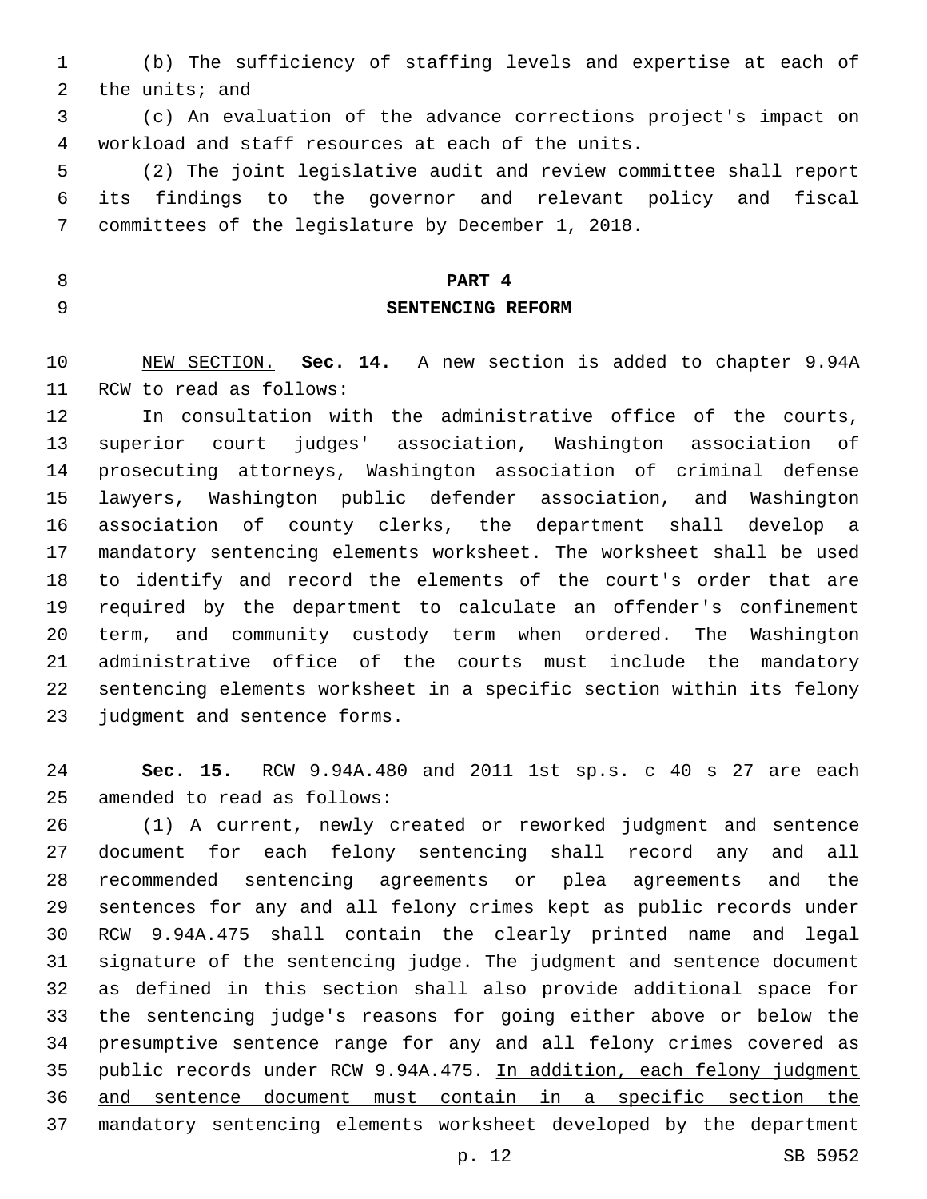(b) The sufficiency of staffing levels and expertise at each of the units; and

(c) An evaluation of the advance corrections project's impact on workload and staff resources at each of the units.

(2) The joint legislative audit and review committee shall report its findings to the governor and relevant policy and fiscal committees of the legislature by December 1, 2018.

## PART 4
## SENTENCING REFORM

NEW SECTION. **Sec. 14.** A new section is added to chapter 9.94A RCW to read as follows:

In consultation with the administrative office of the courts, superior court judges' association, Washington association of prosecuting attorneys, Washington association of criminal defense lawyers, Washington public defender association, and Washington association of county clerks, the department shall develop a mandatory sentencing elements worksheet. The worksheet shall be used to identify and record the elements of the court's order that are required by the department to calculate an offender's confinement term, and community custody term when ordered. The Washington administrative office of the courts must include the mandatory sentencing elements worksheet in a specific section within its felony judgment and sentence forms.

**Sec. 15.** RCW 9.94A.480 and 2011 1st sp.s. c 40 s 27 are each amended to read as follows:

(1) A current, newly created or reworked judgment and sentence document for each felony sentencing shall record any and all recommended sentencing agreements or plea agreements and the sentences for any and all felony crimes kept as public records under RCW 9.94A.475 shall contain the clearly printed name and legal signature of the sentencing judge. The judgment and sentence document as defined in this section shall also provide additional space for the sentencing judge's reasons for going either above or below the presumptive sentence range for any and all felony crimes covered as public records under RCW 9.94A.475. In addition, each felony judgment and sentence document must contain in a specific section the mandatory sentencing elements worksheet developed by the department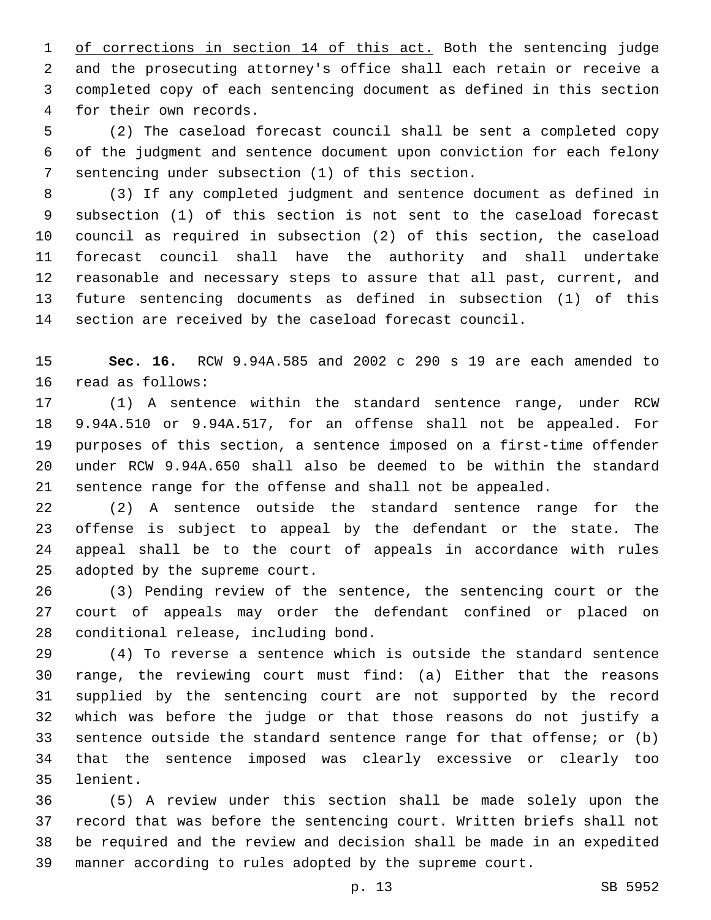<u>of corrections in section 14 of this act.</u> Both the sentencing judge and the prosecuting attorney's office shall each retain or receive a completed copy of each sentencing document as defined in this section for their own records.

(2) The caseload forecast council shall be sent a completed copy of the judgment and sentence document upon conviction for each felony sentencing under subsection (1) of this section.

(3) If any completed judgment and sentence document as defined in subsection (1) of this section is not sent to the caseload forecast council as required in subsection (2) of this section, the caseload forecast council shall have the authority and shall undertake reasonable and necessary steps to assure that all past, current, and future sentencing documents as defined in subsection (1) of this section are received by the caseload forecast council.

**Sec. 16.** RCW 9.94A.585 and 2002 c 290 s 19 are each amended to read as follows:

(1) A sentence within the standard sentence range, under RCW 9.94A.510 or 9.94A.517, for an offense shall not be appealed. For purposes of this section, a sentence imposed on a first-time offender under RCW 9.94A.650 shall also be deemed to be within the standard sentence range for the offense and shall not be appealed.

(2) A sentence outside the standard sentence range for the offense is subject to appeal by the defendant or the state. The appeal shall be to the court of appeals in accordance with rules adopted by the supreme court.

(3) Pending review of the sentence, the sentencing court or the court of appeals may order the defendant confined or placed on conditional release, including bond.

(4) To reverse a sentence which is outside the standard sentence range, the reviewing court must find: (a) Either that the reasons supplied by the sentencing court are not supported by the record which was before the judge or that those reasons do not justify a sentence outside the standard sentence range for that offense; or (b) that the sentence imposed was clearly excessive or clearly too lenient.

(5) A review under this section shall be made solely upon the record that was before the sentencing court. Written briefs shall not be required and the review and decision shall be made in an expedited manner according to rules adopted by the supreme court.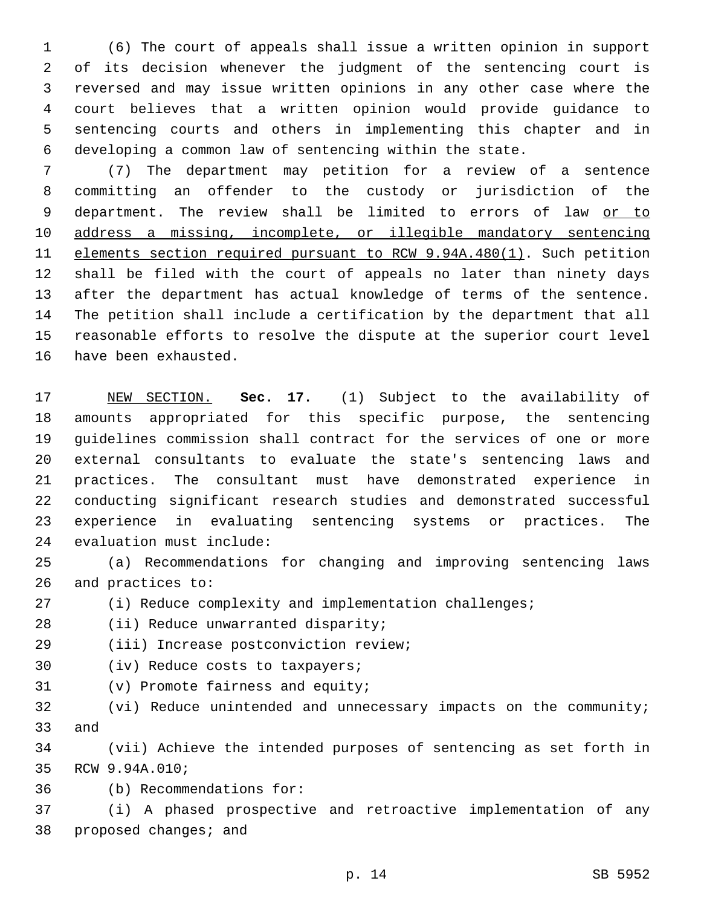(6) The court of appeals shall issue a written opinion in support of its decision whenever the judgment of the sentencing court is reversed and may issue written opinions in any other case where the court believes that a written opinion would provide guidance to sentencing courts and others in implementing this chapter and in developing a common law of sentencing within the state.

(7) The department may petition for a review of a sentence committing an offender to the custody or jurisdiction of the department. The review shall be limited to errors of law <u>or to address a missing, incomplete, or illegible mandatory sentencing elements section required pursuant to RCW 9.94A.480(1)</u>. Such petition shall be filed with the court of appeals no later than ninety days after the department has actual knowledge of terms of the sentence. The petition shall include a certification by the department that all reasonable efforts to resolve the dispute at the superior court level have been exhausted.

<u>NEW SECTION.</u> **Sec. 17.** (1) Subject to the availability of amounts appropriated for this specific purpose, the sentencing guidelines commission shall contract for the services of one or more external consultants to evaluate the state's sentencing laws and practices. The consultant must have demonstrated experience in conducting significant research studies and demonstrated successful experience in evaluating sentencing systems or practices. The evaluation must include:

(a) Recommendations for changing and improving sentencing laws and practices to:

(i) Reduce complexity and implementation challenges;

(ii) Reduce unwarranted disparity;

(iii) Increase postconviction review;

(iv) Reduce costs to taxpayers;

(v) Promote fairness and equity;

(vi) Reduce unintended and unnecessary impacts on the community; and

(vii) Achieve the intended purposes of sentencing as set forth in RCW 9.94A.010;

(b) Recommendations for:

(i) A phased prospective and retroactive implementation of any proposed changes; and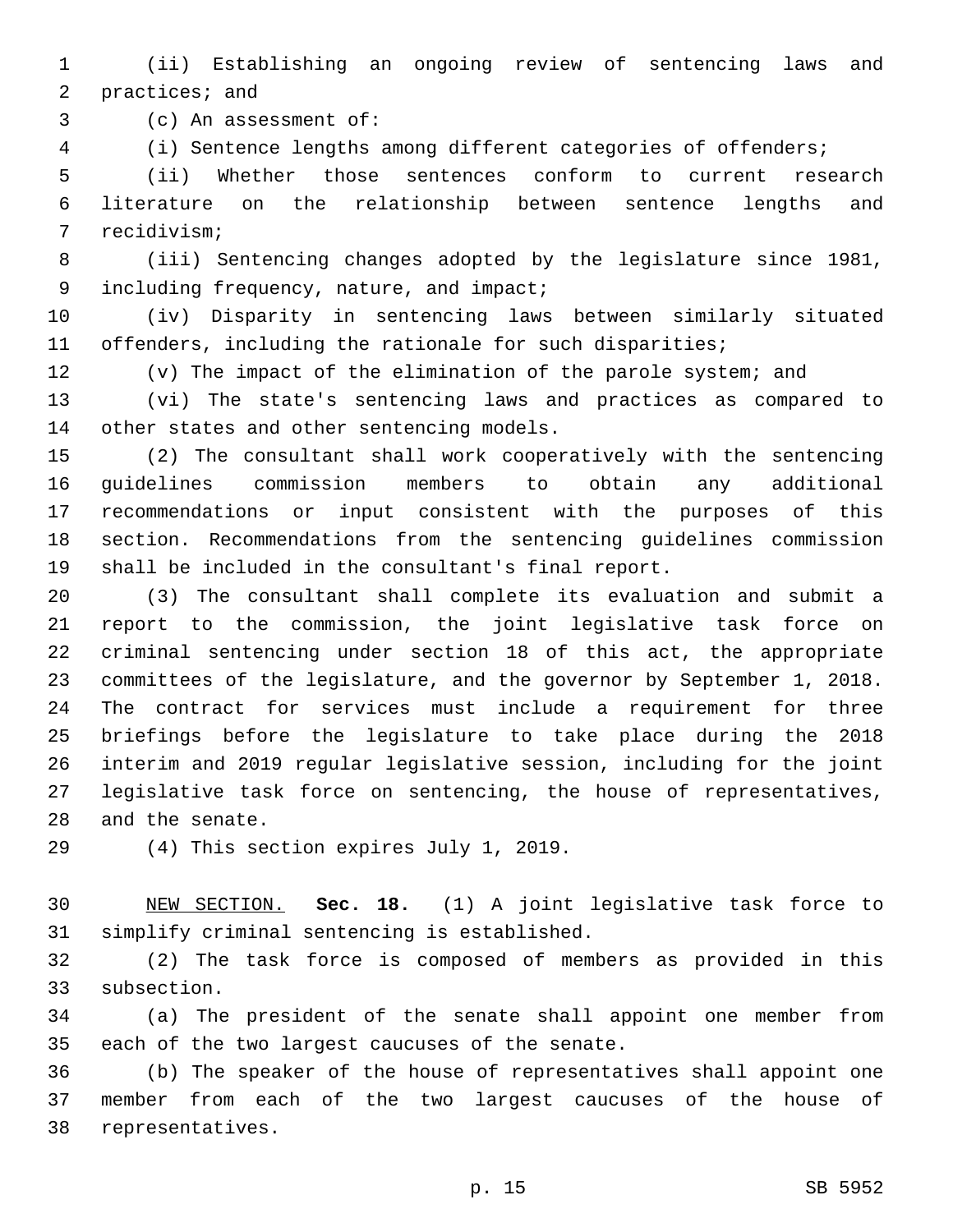(ii) Establishing an ongoing review of sentencing laws and practices; and

(c) An assessment of:

(i) Sentence lengths among different categories of offenders;

(ii) Whether those sentences conform to current research literature on the relationship between sentence lengths and recidivism;

(iii) Sentencing changes adopted by the legislature since 1981, including frequency, nature, and impact;

(iv) Disparity in sentencing laws between similarly situated offenders, including the rationale for such disparities;

(v) The impact of the elimination of the parole system; and

(vi) The state's sentencing laws and practices as compared to other states and other sentencing models.

(2) The consultant shall work cooperatively with the sentencing guidelines commission members to obtain any additional recommendations or input consistent with the purposes of this section. Recommendations from the sentencing guidelines commission shall be included in the consultant's final report.

(3) The consultant shall complete its evaluation and submit a report to the commission, the joint legislative task force on criminal sentencing under section 18 of this act, the appropriate committees of the legislature, and the governor by September 1, 2018. The contract for services must include a requirement for three briefings before the legislature to take place during the 2018 interim and 2019 regular legislative session, including for the joint legislative task force on sentencing, the house of representatives, and the senate.

(4) This section expires July 1, 2019.

NEW SECTION. **Sec. 18.** (1) A joint legislative task force to simplify criminal sentencing is established.

(2) The task force is composed of members as provided in this subsection.

(a) The president of the senate shall appoint one member from each of the two largest caucuses of the senate.

(b) The speaker of the house of representatives shall appoint one member from each of the two largest caucuses of the house of representatives.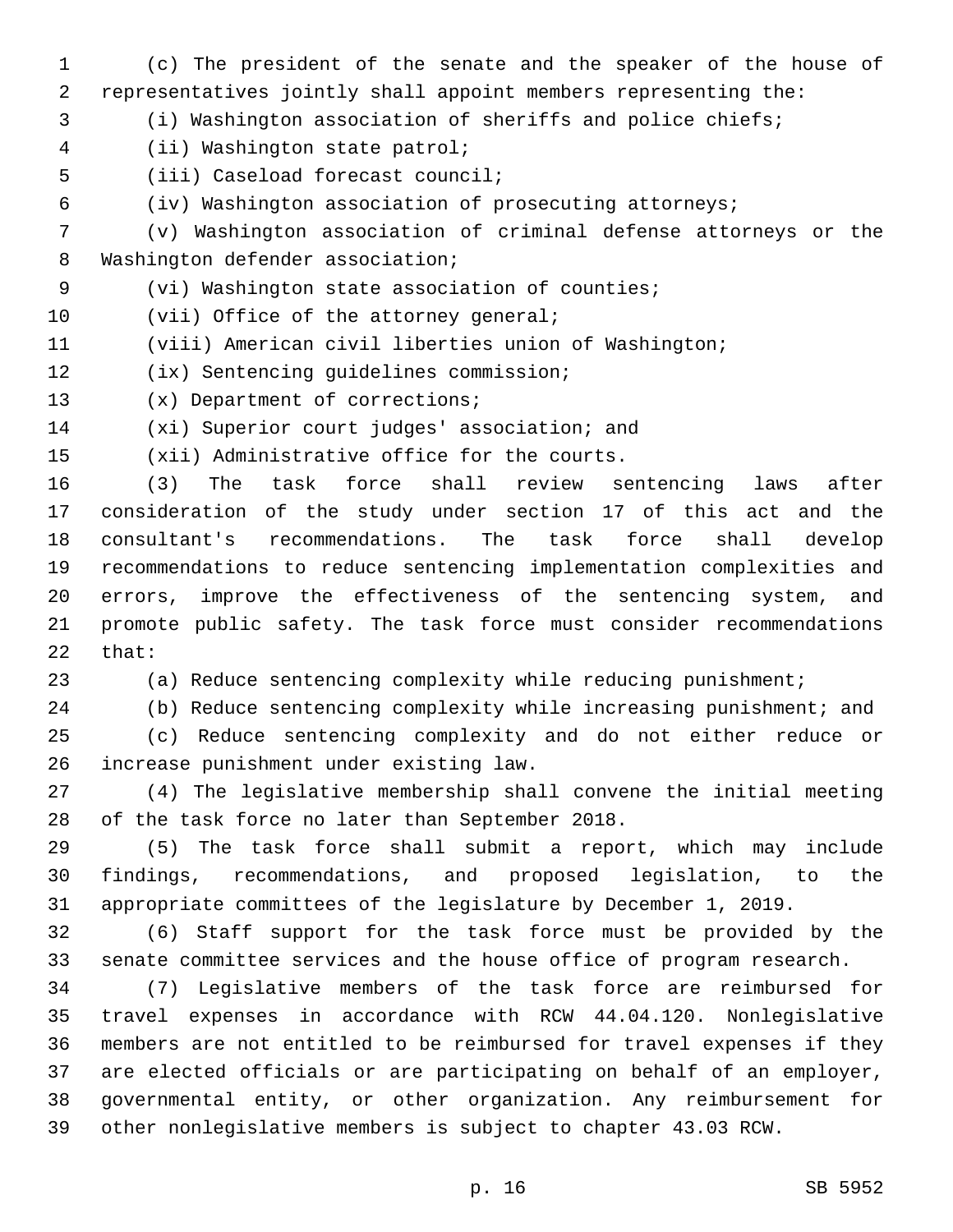(c) The president of the senate and the speaker of the house of representatives jointly shall appoint members representing the:

(i) Washington association of sheriffs and police chiefs;

(ii) Washington state patrol;

(iii) Caseload forecast council;

(iv) Washington association of prosecuting attorneys;

(v) Washington association of criminal defense attorneys or the Washington defender association;

(vi) Washington state association of counties;

(vii) Office of the attorney general;

(viii) American civil liberties union of Washington;

(ix) Sentencing guidelines commission;

(x) Department of corrections;

(xi) Superior court judges' association; and

(xii) Administrative office for the courts.

(3) The task force shall review sentencing laws after consideration of the study under section 17 of this act and the consultant's recommendations. The task force shall develop recommendations to reduce sentencing implementation complexities and errors, improve the effectiveness of the sentencing system, and promote public safety. The task force must consider recommendations that:

(a) Reduce sentencing complexity while reducing punishment;

(b) Reduce sentencing complexity while increasing punishment; and

(c) Reduce sentencing complexity and do not either reduce or increase punishment under existing law.

(4) The legislative membership shall convene the initial meeting of the task force no later than September 2018.

(5) The task force shall submit a report, which may include findings, recommendations, and proposed legislation, to the appropriate committees of the legislature by December 1, 2019.

(6) Staff support for the task force must be provided by the senate committee services and the house office of program research.

(7) Legislative members of the task force are reimbursed for travel expenses in accordance with RCW 44.04.120. Nonlegislative members are not entitled to be reimbursed for travel expenses if they are elected officials or are participating on behalf of an employer, governmental entity, or other organization. Any reimbursement for other nonlegislative members is subject to chapter 43.03 RCW.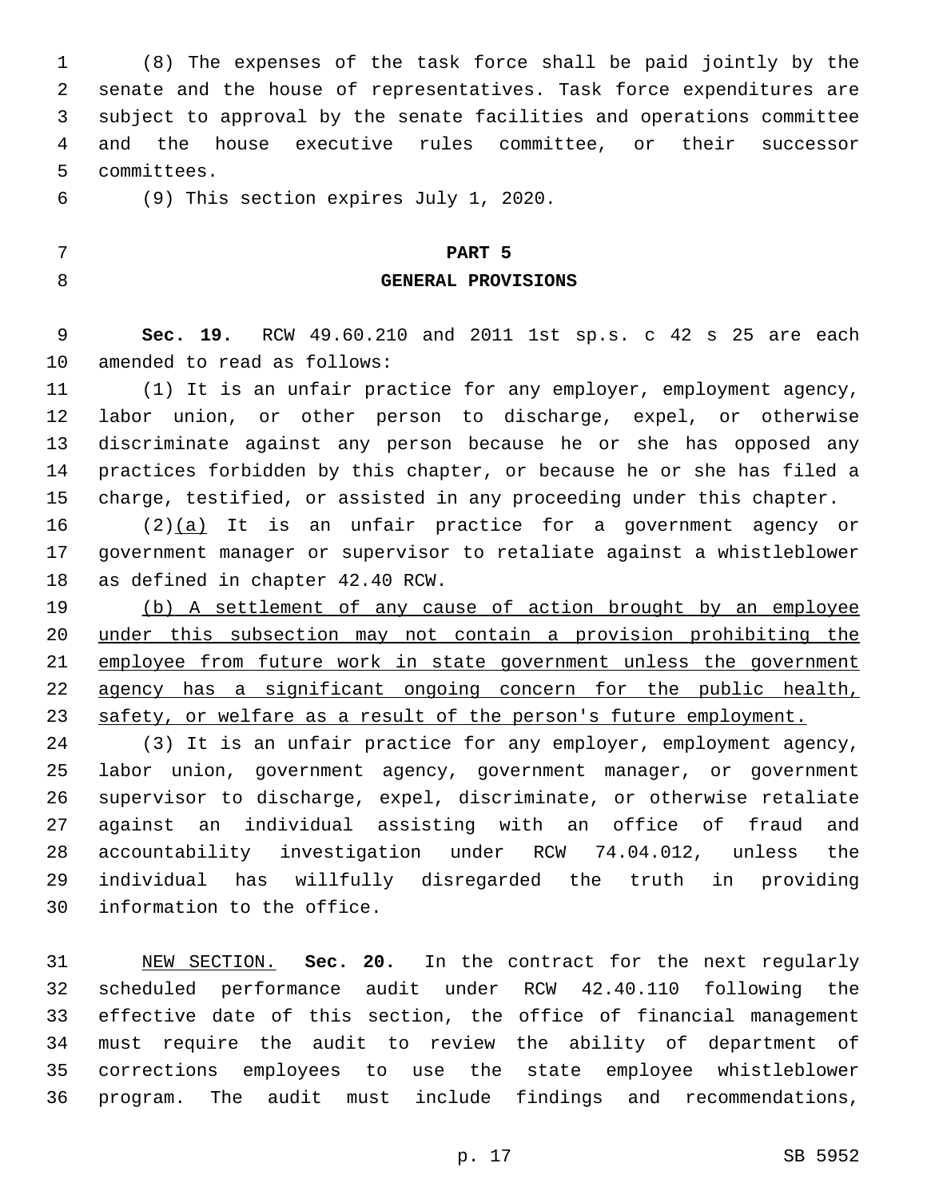(8) The expenses of the task force shall be paid jointly by the senate and the house of representatives. Task force expenditures are subject to approval by the senate facilities and operations committee and the house executive rules committee, or their successor committees.

(9) This section expires July 1, 2020.

**PART 5**

**GENERAL PROVISIONS**

**Sec. 19.** RCW 49.60.210 and 2011 1st sp.s. c 42 s 25 are each amended to read as follows:

(1) It is an unfair practice for any employer, employment agency, labor union, or other person to discharge, expel, or otherwise discriminate against any person because he or she has opposed any practices forbidden by this chapter, or because he or she has filed a charge, testified, or assisted in any proceeding under this chapter.

(2)<u>(a)</u> It is an unfair practice for a government agency or government manager or supervisor to retaliate against a whistleblower as defined in chapter 42.40 RCW.

<u>(b) A settlement of any cause of action brought by an employee under this subsection may not contain a provision prohibiting the employee from future work in state government unless the government agency has a significant ongoing concern for the public health, safety, or welfare as a result of the person's future employment.</u>

(3) It is an unfair practice for any employer, employment agency, labor union, government agency, government manager, or government supervisor to discharge, expel, discriminate, or otherwise retaliate against an individual assisting with an office of fraud and accountability investigation under RCW 74.04.012, unless the individual has willfully disregarded the truth in providing information to the office.

<u>NEW SECTION.</u> **Sec. 20.** In the contract for the next regularly scheduled performance audit under RCW 42.40.110 following the effective date of this section, the office of financial management must require the audit to review the ability of department of corrections employees to use the state employee whistleblower program. The audit must include findings and recommendations,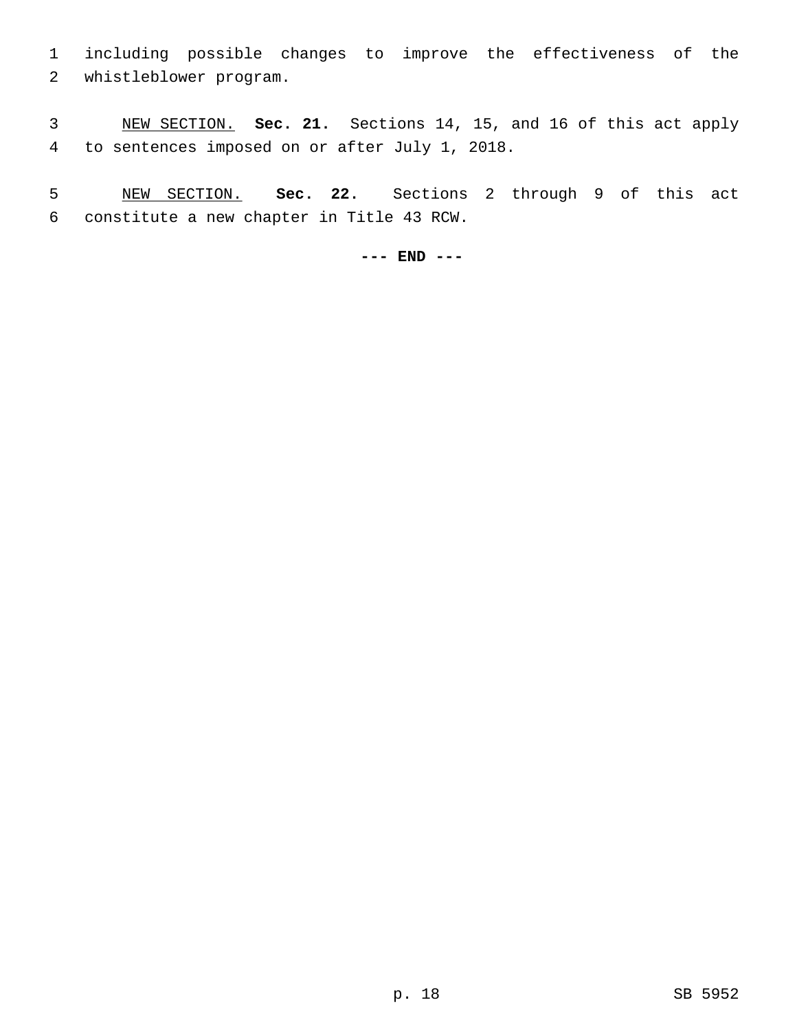including possible changes to improve the effectiveness of the whistleblower program.

NEW SECTION. **Sec. 21.** Sections 14, 15, and 16 of this act apply to sentences imposed on or after July 1, 2018.

NEW SECTION. **Sec. 22.** Sections 2 through 9 of this act constitute a new chapter in Title 43 RCW.

**--- END ---**